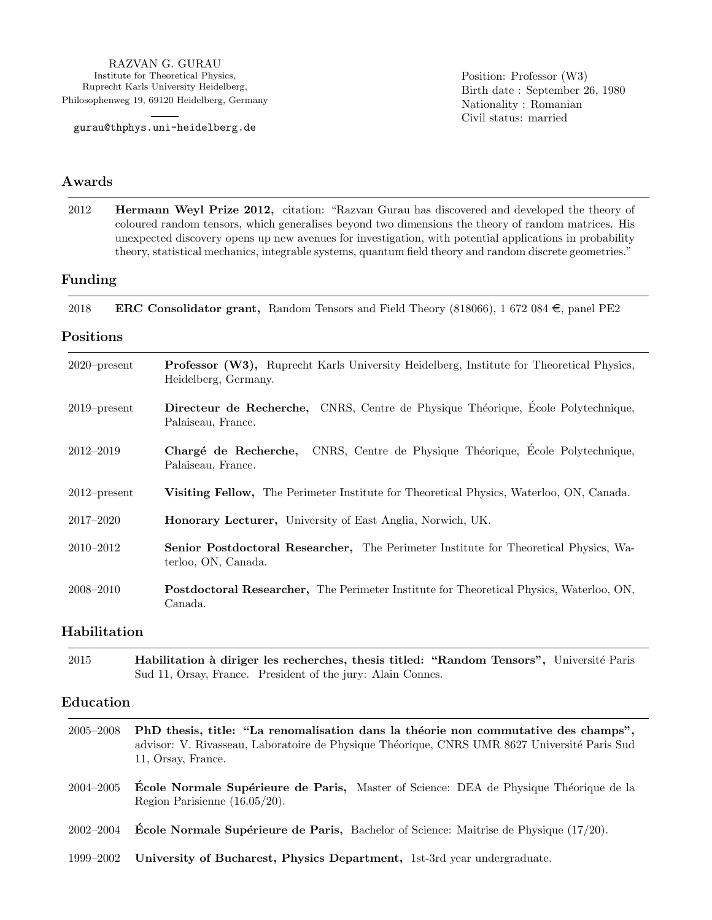RAZVAN G. GURAU
Institute for Theoretical Physics,
Ruprecht Karls University Heidelberg,
Philosophenweg 19, 69120 Heidelberg, Germany

gurau@thphys.uni-heidelberg.de

Position: Professor (W3)
Birth date : September 26, 1980
Nationality : Romanian
Civil status: married

## Awards

2012 **Hermann Weyl Prize 2012,** citation: "Razvan Gurau has discovered and developed the theory of coloured random tensors, which generalises beyond two dimensions the theory of random matrices. His unexpected discovery opens up new avenues for investigation, with potential applications in probability theory, statistical mechanics, integrable systems, quantum field theory and random discrete geometries."

## Funding

2018 **ERC Consolidator grant,** Random Tensors and Field Theory (818066), 1 672 084 €, panel PE2

## Positions

2020–present **Professor (W3),** Ruprecht Karls University Heidelberg, Institute for Theoretical Physics, Heidelberg, Germany.

2019–present **Directeur de Recherche,** CNRS, Centre de Physique Théorique, École Polytechnique, Palaiseau, France.

2012–2019 **Chargé de Recherche,** CNRS, Centre de Physique Théorique, École Polytechnique, Palaiseau, France.

2012–present **Visiting Fellow,** The Perimeter Institute for Theoretical Physics, Waterloo, ON, Canada.

2017–2020 **Honorary Lecturer,** University of East Anglia, Norwich, UK.

2010–2012 **Senior Postdoctoral Researcher,** The Perimeter Institute for Theoretical Physics, Waterloo, ON, Canada.

2008–2010 **Postdoctoral Researcher,** The Perimeter Institute for Theoretical Physics, Waterloo, ON, Canada.

## Habilitation

2015 **Habilitation à diriger les recherches, thesis titled: "Random Tensors",** Université Paris Sud 11, Orsay, France. President of the jury: Alain Connes.

## Education

2005–2008 **PhD thesis, title: "La renomalisation dans la théorie non commutative des champs",** advisor: V. Rivasseau, Laboratoire de Physique Théorique, CNRS UMR 8627 Université Paris Sud 11, Orsay, France.

2004–2005 **École Normale Supérieure de Paris,** Master of Science: DEA de Physique Théorique de la Region Parisienne (16.05/20).

2002–2004 **École Normale Supérieure de Paris,** Bachelor of Science: Maitrise de Physique (17/20).

1999–2002 **University of Bucharest, Physics Department,** 1st-3rd year undergraduate.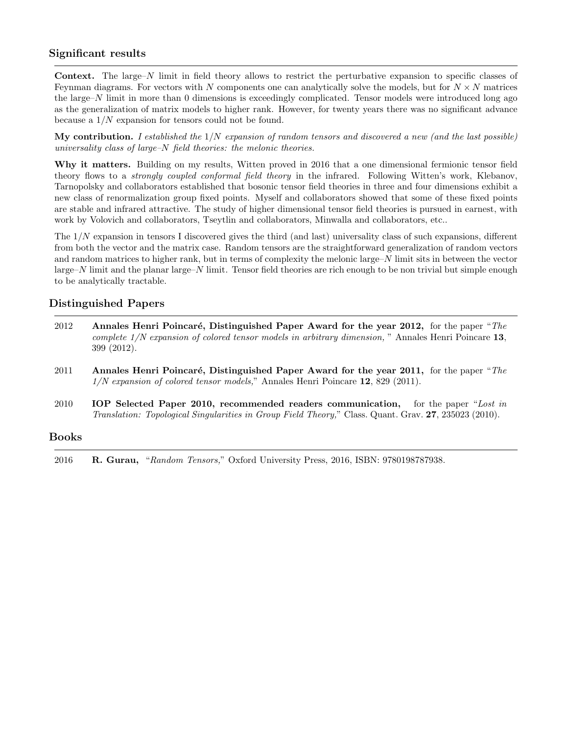## Significant results

**Context.** The large–$N$ limit in field theory allows to restrict the perturbative expansion to specific classes of Feynman diagrams. For vectors with $N$ components one can analytically solve the models, but for $N \times N$ matrices the large–$N$ limit in more than 0 dimensions is exceedingly complicated. Tensor models were introduced long ago as the generalization of matrix models to higher rank. However, for twenty years there was no significant advance because a $1/N$ expansion for tensors could not be found.

**My contribution.** *I established the $1/N$ expansion of random tensors and discovered a new (and the last possible) universality class of large–$N$ field theories: the melonic theories.*

**Why it matters.** Building on my results, Witten proved in 2016 that a one dimensional fermionic tensor field theory flows to a *strongly coupled conformal field theory* in the infrared. Following Witten's work, Klebanov, Tarnopolsky and collaborators established that bosonic tensor field theories in three and four dimensions exhibit a new class of renormalization group fixed points. Myself and collaborators showed that some of these fixed points are stable and infrared attractive. The study of higher dimensional tensor field theories is pursued in earnest, with work by Volovich and collaborators, Tseytlin and collaborators, Minwalla and collaborators, etc..

The $1/N$ expansion in tensors I discovered gives the third (and last) universality class of such expansions, different from both the vector and the matrix case. Random tensors are the straightforward generalization of random vectors and random matrices to higher rank, but in terms of complexity the melonic large–$N$ limit sits in between the vector large–$N$ limit and the planar large–$N$ limit. Tensor field theories are rich enough to be non trivial but simple enough to be analytically tractable.

## Distinguished Papers

2012 **Annales Henri Poincaré, Distinguished Paper Award for the year 2012,** for the paper "*The complete 1/N expansion of colored tensor models in arbitrary dimension,* " Annales Henri Poincare **13**, 399 (2012).

2011 **Annales Henri Poincaré, Distinguished Paper Award for the year 2011,** for the paper "*The 1/N expansion of colored tensor models,*" Annales Henri Poincare **12**, 829 (2011).

2010 **IOP Selected Paper 2010, recommended readers communication,** for the paper "*Lost in Translation: Topological Singularities in Group Field Theory,*" Class. Quant. Grav. **27**, 235023 (2010).

## Books

2016 **R. Gurau,** "*Random Tensors,*" Oxford University Press, 2016, ISBN: 9780198787938.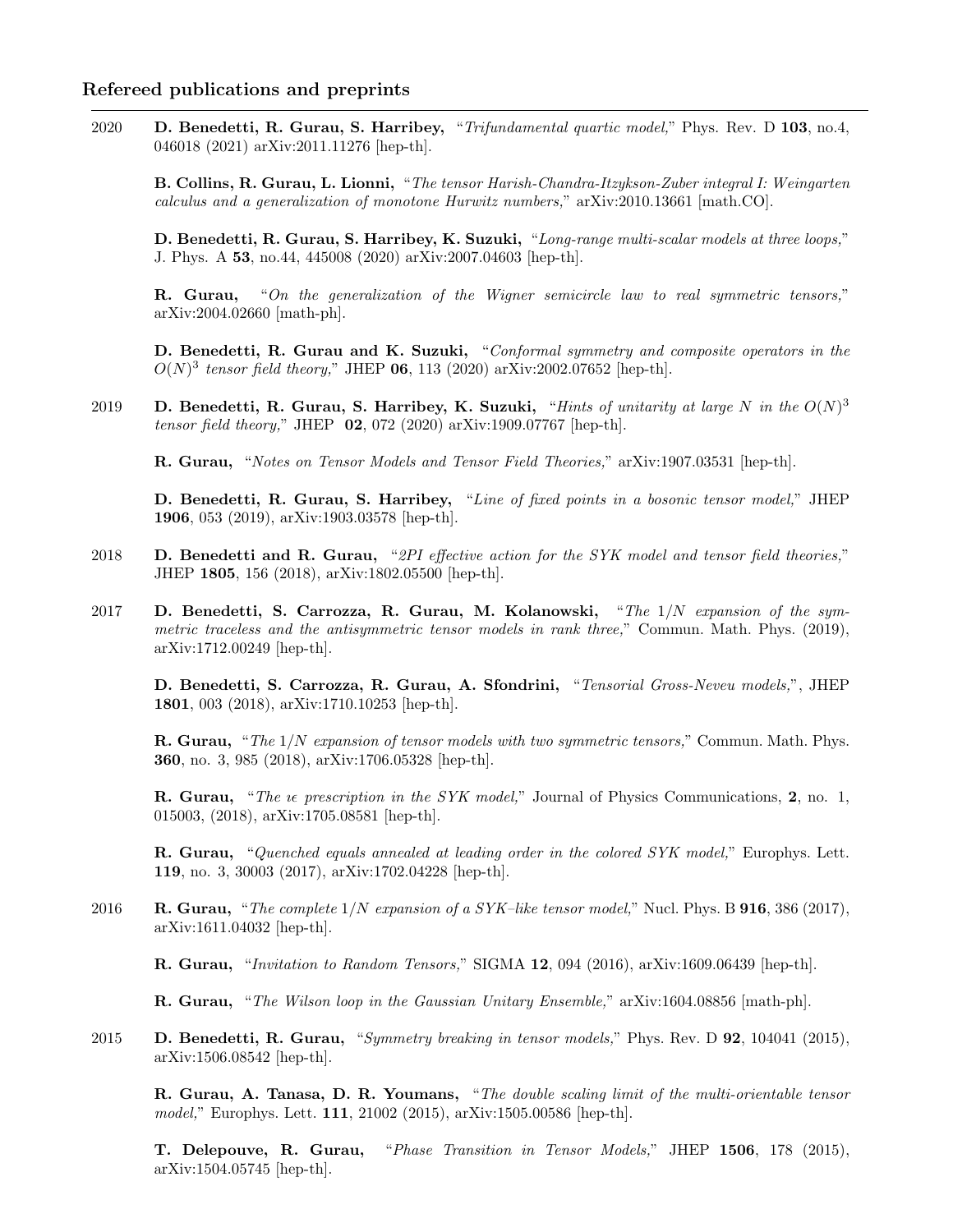### Refereed publications and preprints

2020 **D. Benedetti, R. Gurau, S. Harribey,** "*Trifundamental quartic model,*" Phys. Rev. D **103**, no.4, 046018 (2021) arXiv:2011.11276 [hep-th].

**B. Collins, R. Gurau, L. Lionni,** "*The tensor Harish-Chandra-Itzykson-Zuber integral I: Weingarten calculus and a generalization of monotone Hurwitz numbers,*" arXiv:2010.13661 [math.CO].

**D. Benedetti, R. Gurau, S. Harribey, K. Suzuki,** "*Long-range multi-scalar models at three loops,*" J. Phys. A **53**, no.44, 445008 (2020) arXiv:2007.04603 [hep-th].

**R. Gurau,** "*On the generalization of the Wigner semicircle law to real symmetric tensors,*" arXiv:2004.02660 [math-ph].

**D. Benedetti, R. Gurau and K. Suzuki,** "*Conformal symmetry and composite operators in the $O(N)^3$ tensor field theory,*" JHEP **06**, 113 (2020) arXiv:2002.07652 [hep-th].

2019 **D. Benedetti, R. Gurau, S. Harribey, K. Suzuki,** "*Hints of unitarity at large $N$ in the $O(N)^3$ tensor field theory,*" JHEP **02**, 072 (2020) arXiv:1909.07767 [hep-th].

**R. Gurau,** "*Notes on Tensor Models and Tensor Field Theories,*" arXiv:1907.03531 [hep-th].

**D. Benedetti, R. Gurau, S. Harribey,** "*Line of fixed points in a bosonic tensor model,*" JHEP **1906**, 053 (2019), arXiv:1903.03578 [hep-th].

2018 **D. Benedetti and R. Gurau,** "*2PI effective action for the SYK model and tensor field theories,*" JHEP **1805**, 156 (2018), arXiv:1802.05500 [hep-th].

2017 **D. Benedetti, S. Carrozza, R. Gurau, M. Kolanowski,** "*The $1/N$ expansion of the symmetric traceless and the antisymmetric tensor models in rank three,*" Commun. Math. Phys. (2019), arXiv:1712.00249 [hep-th].

**D. Benedetti, S. Carrozza, R. Gurau, A. Sfondrini,** "*Tensorial Gross-Neveu models,*", JHEP **1801**, 003 (2018), arXiv:1710.10253 [hep-th].

**R. Gurau,** "*The $1/N$ expansion of tensor models with two symmetric tensors,*" Commun. Math. Phys. **360**, no. 3, 985 (2018), arXiv:1706.05328 [hep-th].

**R. Gurau,** "*The $\imath\epsilon$ prescription in the SYK model,*" Journal of Physics Communications, **2**, no. 1, 015003, (2018), arXiv:1705.08581 [hep-th].

**R. Gurau,** "*Quenched equals annealed at leading order in the colored SYK model,*" Europhys. Lett. **119**, no. 3, 30003 (2017), arXiv:1702.04228 [hep-th].

2016 **R. Gurau,** "*The complete $1/N$ expansion of a SYK–like tensor model,*" Nucl. Phys. B **916**, 386 (2017), arXiv:1611.04032 [hep-th].

**R. Gurau,** "*Invitation to Random Tensors,*" SIGMA **12**, 094 (2016), arXiv:1609.06439 [hep-th].

**R. Gurau,** "*The Wilson loop in the Gaussian Unitary Ensemble,*" arXiv:1604.08856 [math-ph].

2015 **D. Benedetti, R. Gurau,** "*Symmetry breaking in tensor models,*" Phys. Rev. D **92**, 104041 (2015), arXiv:1506.08542 [hep-th].

**R. Gurau, A. Tanasa, D. R. Youmans,** "*The double scaling limit of the multi-orientable tensor model,*" Europhys. Lett. **111**, 21002 (2015), arXiv:1505.00586 [hep-th].

**T. Delepouve, R. Gurau,** "*Phase Transition in Tensor Models,*" JHEP **1506**, 178 (2015), arXiv:1504.05745 [hep-th].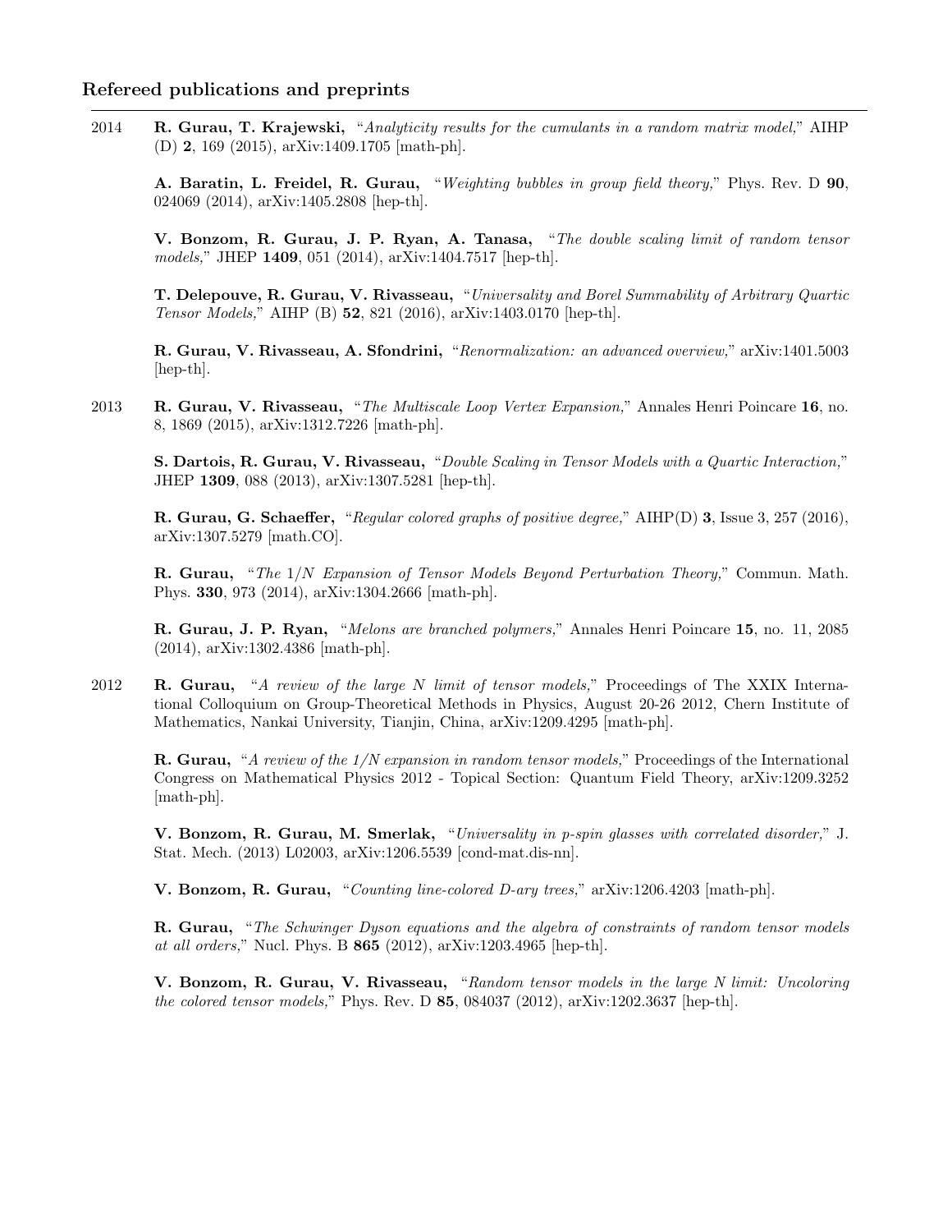## Refereed publications and preprints

2014

**R. Gurau, T. Krajewski,** "*Analyticity results for the cumulants in a random matrix model,*" AIHP (D) **2**, 169 (2015), arXiv:1409.1705 [math-ph].

**A. Baratin, L. Freidel, R. Gurau,** "*Weighting bubbles in group field theory,*" Phys. Rev. D **90**, 024069 (2014), arXiv:1405.2808 [hep-th].

**V. Bonzom, R. Gurau, J. P. Ryan, A. Tanasa,** "*The double scaling limit of random tensor models,*" JHEP **1409**, 051 (2014), arXiv:1404.7517 [hep-th].

**T. Delepouve, R. Gurau, V. Rivasseau,** "*Universality and Borel Summability of Arbitrary Quartic Tensor Models,*" AIHP (B) **52**, 821 (2016), arXiv:1403.0170 [hep-th].

**R. Gurau, V. Rivasseau, A. Sfondrini,** "*Renormalization: an advanced overview,*" arXiv:1401.5003 [hep-th].

2013

**R. Gurau, V. Rivasseau,** "*The Multiscale Loop Vertex Expansion,*" Annales Henri Poincare **16**, no. 8, 1869 (2015), arXiv:1312.7226 [math-ph].

**S. Dartois, R. Gurau, V. Rivasseau,** "*Double Scaling in Tensor Models with a Quartic Interaction,*" JHEP **1309**, 088 (2013), arXiv:1307.5281 [hep-th].

**R. Gurau, G. Schaeffer,** "*Regular colored graphs of positive degree,*" AIHP(D) **3**, Issue 3, 257 (2016), arXiv:1307.5279 [math.CO].

**R. Gurau,** "*The $1/N$ Expansion of Tensor Models Beyond Perturbation Theory,*" Commun. Math. Phys. **330**, 973 (2014), arXiv:1304.2666 [math-ph].

**R. Gurau, J. P. Ryan,** "*Melons are branched polymers,*" Annales Henri Poincare **15**, no. 11, 2085 (2014), arXiv:1302.4386 [math-ph].

2012

**R. Gurau,** "*A review of the large N limit of tensor models,*" Proceedings of The XXIX International Colloquium on Group-Theoretical Methods in Physics, August 20-26 2012, Chern Institute of Mathematics, Nankai University, Tianjin, China, arXiv:1209.4295 [math-ph].

**R. Gurau,** "*A review of the 1/N expansion in random tensor models,*" Proceedings of the International Congress on Mathematical Physics 2012 - Topical Section: Quantum Field Theory, arXiv:1209.3252 [math-ph].

**V. Bonzom, R. Gurau, M. Smerlak,** "*Universality in p-spin glasses with correlated disorder,*" J. Stat. Mech. (2013) L02003, arXiv:1206.5539 [cond-mat.dis-nn].

**V. Bonzom, R. Gurau,** "*Counting line-colored D-ary trees,*" arXiv:1206.4203 [math-ph].

**R. Gurau,** "*The Schwinger Dyson equations and the algebra of constraints of random tensor models at all orders,*" Nucl. Phys. B **865** (2012), arXiv:1203.4965 [hep-th].

**V. Bonzom, R. Gurau, V. Rivasseau,** "*Random tensor models in the large N limit: Uncoloring the colored tensor models,*" Phys. Rev. D **85**, 084037 (2012), arXiv:1202.3637 [hep-th].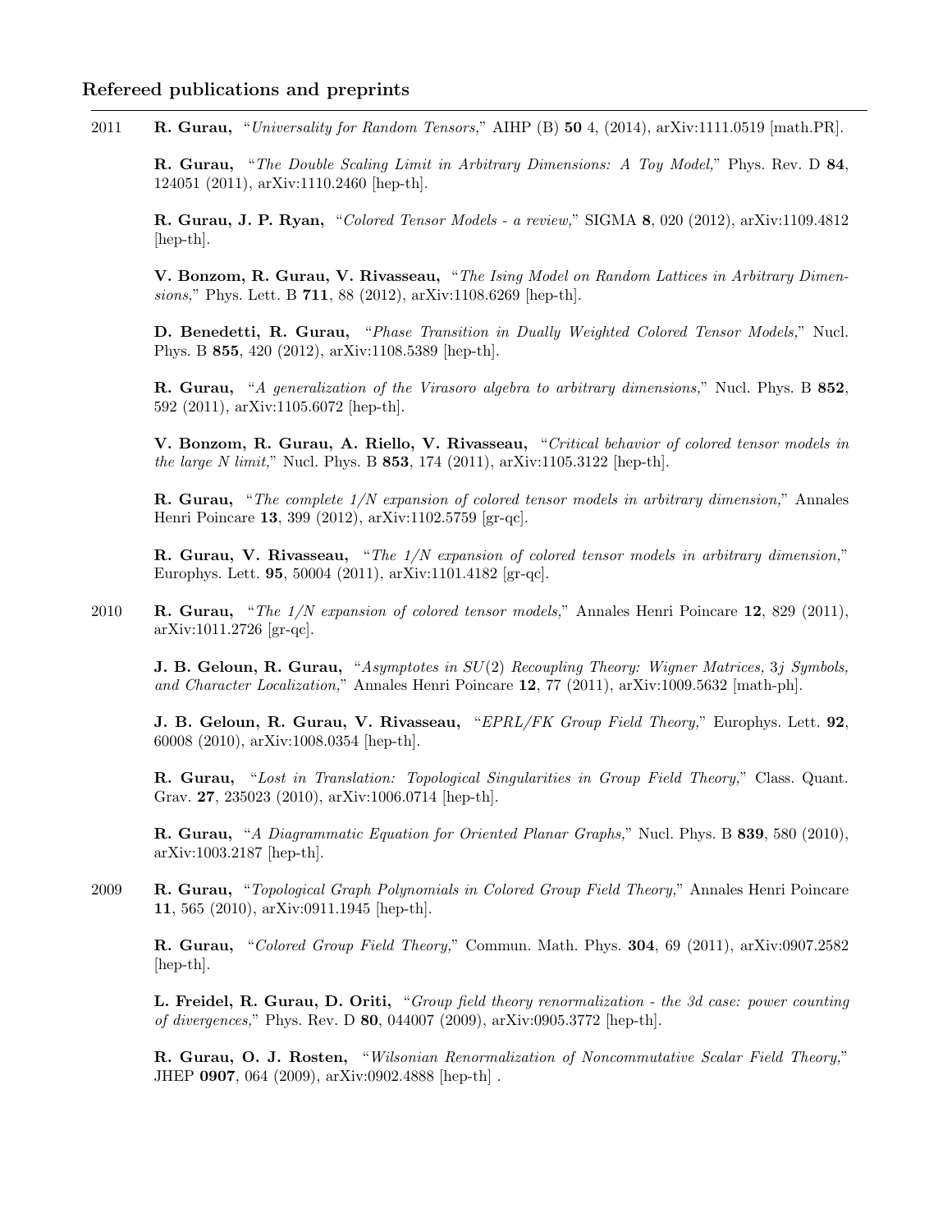### Refereed publications and preprints

2011 **R. Gurau,** "*Universality for Random Tensors,*" AIHP (B) **50** 4, (2014), arXiv:1111.0519 [math.PR].

**R. Gurau,** "*The Double Scaling Limit in Arbitrary Dimensions: A Toy Model,*" Phys. Rev. D **84**, 124051 (2011), arXiv:1110.2460 [hep-th].

**R. Gurau, J. P. Ryan,** "*Colored Tensor Models - a review,*" SIGMA **8**, 020 (2012), arXiv:1109.4812 [hep-th].

**V. Bonzom, R. Gurau, V. Rivasseau,** "*The Ising Model on Random Lattices in Arbitrary Dimensions,*" Phys. Lett. B **711**, 88 (2012), arXiv:1108.6269 [hep-th].

**D. Benedetti, R. Gurau,** "*Phase Transition in Dually Weighted Colored Tensor Models,*" Nucl. Phys. B **855**, 420 (2012), arXiv:1108.5389 [hep-th].

**R. Gurau,** "*A generalization of the Virasoro algebra to arbitrary dimensions,*" Nucl. Phys. B **852**, 592 (2011), arXiv:1105.6072 [hep-th].

**V. Bonzom, R. Gurau, A. Riello, V. Rivasseau,** "*Critical behavior of colored tensor models in the large N limit,*" Nucl. Phys. B **853**, 174 (2011), arXiv:1105.3122 [hep-th].

**R. Gurau,** "*The complete 1/N expansion of colored tensor models in arbitrary dimension,*" Annales Henri Poincare **13**, 399 (2012), arXiv:1102.5759 [gr-qc].

**R. Gurau, V. Rivasseau,** "*The 1/N expansion of colored tensor models in arbitrary dimension,*" Europhys. Lett. **95**, 50004 (2011), arXiv:1101.4182 [gr-qc].

2010 **R. Gurau,** "*The 1/N expansion of colored tensor models,*" Annales Henri Poincare **12**, 829 (2011), arXiv:1011.2726 [gr-qc].

**J. B. Geloun, R. Gurau,** "*Asymptotes in $SU(2)$ Recoupling Theory: Wigner Matrices, $3j$ Symbols, and Character Localization,*" Annales Henri Poincare **12**, 77 (2011), arXiv:1009.5632 [math-ph].

**J. B. Geloun, R. Gurau, V. Rivasseau,** "*EPRL/FK Group Field Theory,*" Europhys. Lett. **92**, 60008 (2010), arXiv:1008.0354 [hep-th].

**R. Gurau,** "*Lost in Translation: Topological Singularities in Group Field Theory,*" Class. Quant. Grav. **27**, 235023 (2010), arXiv:1006.0714 [hep-th].

**R. Gurau,** "*A Diagrammatic Equation for Oriented Planar Graphs,*" Nucl. Phys. B **839**, 580 (2010), arXiv:1003.2187 [hep-th].

2009 **R. Gurau,** "*Topological Graph Polynomials in Colored Group Field Theory,*" Annales Henri Poincare **11**, 565 (2010), arXiv:0911.1945 [hep-th].

**R. Gurau,** "*Colored Group Field Theory,*" Commun. Math. Phys. **304**, 69 (2011), arXiv:0907.2582 [hep-th].

**L. Freidel, R. Gurau, D. Oriti,** "*Group field theory renormalization - the 3d case: power counting of divergences,*" Phys. Rev. D **80**, 044007 (2009), arXiv:0905.3772 [hep-th].

**R. Gurau, O. J. Rosten,** "*Wilsonian Renormalization of Noncommutative Scalar Field Theory,*" JHEP **0907**, 064 (2009), arXiv:0902.4888 [hep-th] .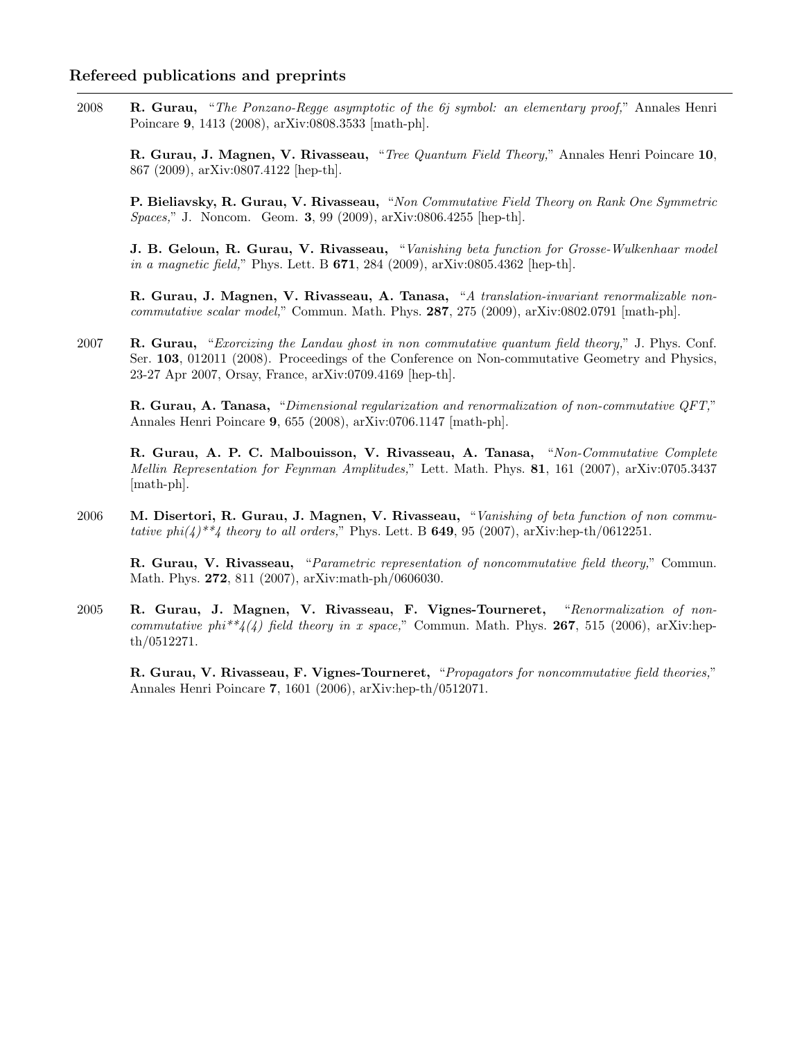## Refereed publications and preprints

2008 **R. Gurau,** "*The Ponzano-Regge asymptotic of the 6j symbol: an elementary proof,*" Annales Henri Poincare **9**, 1413 (2008), arXiv:0808.3533 [math-ph].

**R. Gurau, J. Magnen, V. Rivasseau,** "*Tree Quantum Field Theory,*" Annales Henri Poincare **10**, 867 (2009), arXiv:0807.4122 [hep-th].

**P. Bieliavsky, R. Gurau, V. Rivasseau,** "*Non Commutative Field Theory on Rank One Symmetric Spaces,*" J. Noncom. Geom. **3**, 99 (2009), arXiv:0806.4255 [hep-th].

**J. B. Geloun, R. Gurau, V. Rivasseau,** "*Vanishing beta function for Grosse-Wulkenhaar model in a magnetic field,*" Phys. Lett. B **671**, 284 (2009), arXiv:0805.4362 [hep-th].

**R. Gurau, J. Magnen, V. Rivasseau, A. Tanasa,** "*A translation-invariant renormalizable non-commutative scalar model,*" Commun. Math. Phys. **287**, 275 (2009), arXiv:0802.0791 [math-ph].

2007 **R. Gurau,** "*Exorcizing the Landau ghost in non commutative quantum field theory,*" J. Phys. Conf. Ser. **103**, 012011 (2008). Proceedings of the Conference on Non-commutative Geometry and Physics, 23-27 Apr 2007, Orsay, France, arXiv:0709.4169 [hep-th].

**R. Gurau, A. Tanasa,** "*Dimensional regularization and renormalization of non-commutative QFT,*" Annales Henri Poincare **9**, 655 (2008), arXiv:0706.1147 [math-ph].

**R. Gurau, A. P. C. Malbouisson, V. Rivasseau, A. Tanasa,** "*Non-Commutative Complete Mellin Representation for Feynman Amplitudes,*" Lett. Math. Phys. **81**, 161 (2007), arXiv:0705.3437 [math-ph].

2006 **M. Disertori, R. Gurau, J. Magnen, V. Rivasseau,** "*Vanishing of beta function of non commutative phi(4)**4 theory to all orders,*" Phys. Lett. B **649**, 95 (2007), arXiv:hep-th/0612251.

**R. Gurau, V. Rivasseau,** "*Parametric representation of noncommutative field theory,*" Commun. Math. Phys. **272**, 811 (2007), arXiv:math-ph/0606030.

2005 **R. Gurau, J. Magnen, V. Rivasseau, F. Vignes-Tourneret,** "*Renormalization of non-commutative phi**4(4) field theory in x space,*" Commun. Math. Phys. **267**, 515 (2006), arXiv:hep-th/0512271.

**R. Gurau, V. Rivasseau, F. Vignes-Tourneret,** "*Propagators for noncommutative field theories,*" Annales Henri Poincare **7**, 1601 (2006), arXiv:hep-th/0512071.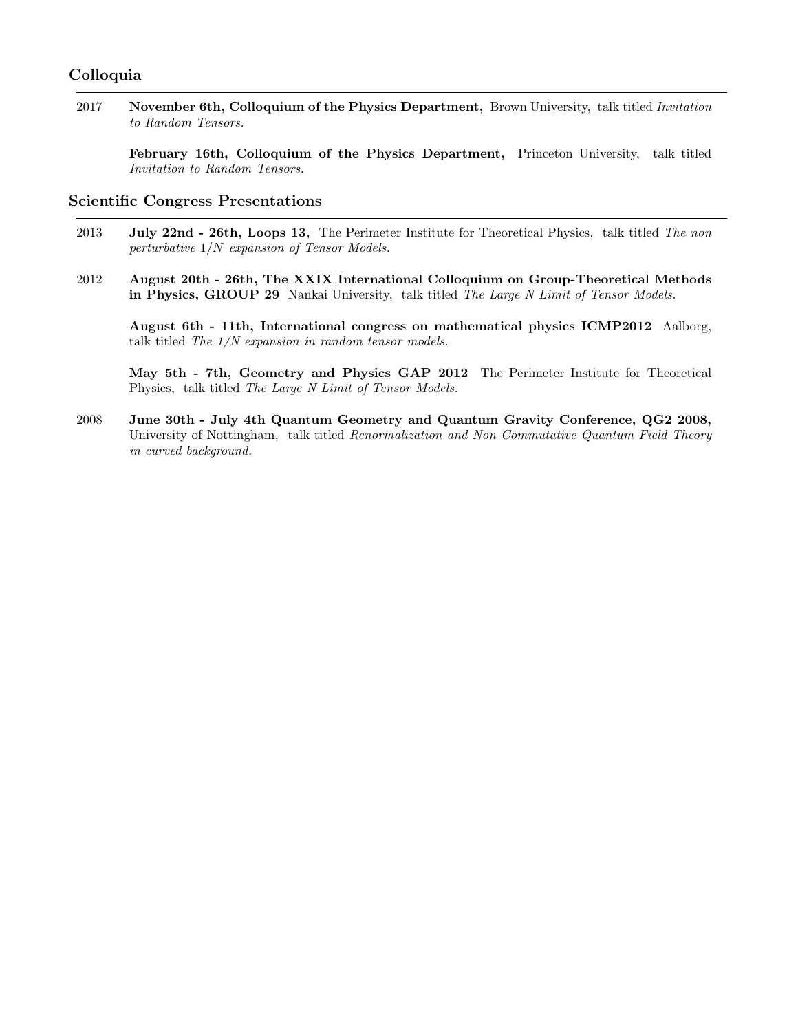## Colloquia

2017 **November 6th, Colloquium of the Physics Department,** Brown University, talk titled *Invitation to Random Tensors.*

**February 16th, Colloquium of the Physics Department,** Princeton University, talk titled *Invitation to Random Tensors.*

## Scientific Congress Presentations

2013 **July 22nd - 26th, Loops 13,** The Perimeter Institute for Theoretical Physics, talk titled *The non perturbative $1/N$ expansion of Tensor Models.*

2012 **August 20th - 26th, The XXIX International Colloquium on Group-Theoretical Methods in Physics, GROUP 29** Nankai University, talk titled *The Large N Limit of Tensor Models.*

**August 6th - 11th, International congress on mathematical physics ICMP2012** Aalborg, talk titled *The 1/N expansion in random tensor models.*

**May 5th - 7th, Geometry and Physics GAP 2012** The Perimeter Institute for Theoretical Physics, talk titled *The Large N Limit of Tensor Models.*

2008 **June 30th - July 4th Quantum Geometry and Quantum Gravity Conference, QG2 2008,** University of Nottingham, talk titled *Renormalization and Non Commutative Quantum Field Theory in curved background.*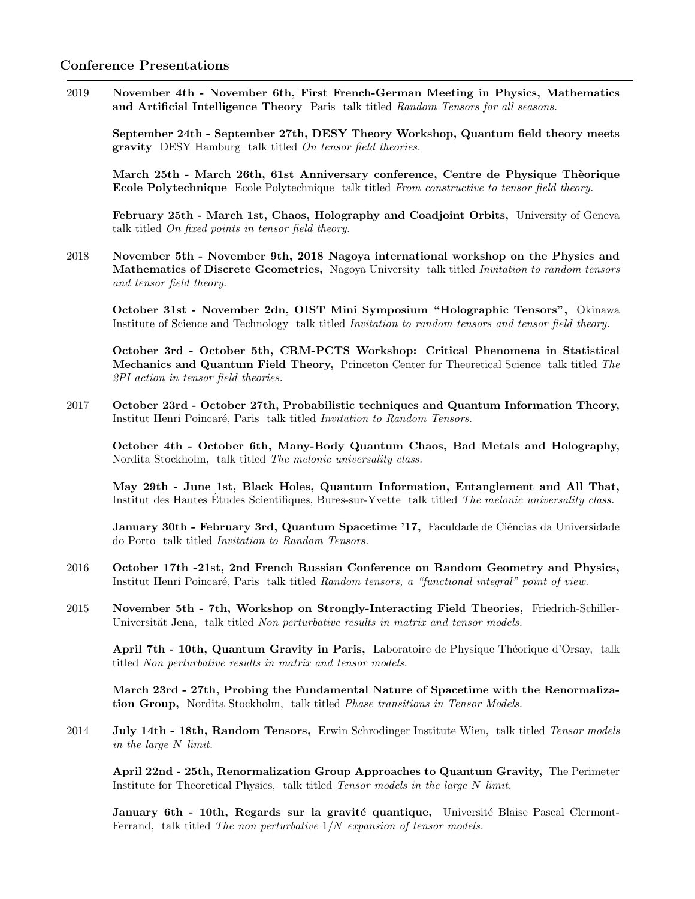## Conference Presentations

2019 **November 4th - November 6th, First French-German Meeting in Physics, Mathematics and Artificial Intelligence Theory** Paris talk titled *Random Tensors for all seasons.*

**September 24th - September 27th, DESY Theory Workshop, Quantum field theory meets gravity** DESY Hamburg talk titled *On tensor field theories.*

**March 25th - March 26th, 61st Anniversary conference, Centre de Physique Thèorique Ecole Polytechnique** Ecole Polytechnique talk titled *From constructive to tensor field theory.*

**February 25th - March 1st, Chaos, Holography and Coadjoint Orbits,** University of Geneva talk titled *On fixed points in tensor field theory.*

2018 **November 5th - November 9th, 2018 Nagoya international workshop on the Physics and Mathematics of Discrete Geometries,** Nagoya University talk titled *Invitation to random tensors and tensor field theory.*

**October 31st - November 2dn, OIST Mini Symposium "Holographic Tensors",** Okinawa Institute of Science and Technology talk titled *Invitation to random tensors and tensor field theory.*

**October 3rd - October 5th, CRM-PCTS Workshop: Critical Phenomena in Statistical Mechanics and Quantum Field Theory,** Princeton Center for Theoretical Science talk titled *The 2PI action in tensor field theories.*

2017 **October 23rd - October 27th, Probabilistic techniques and Quantum Information Theory,** Institut Henri Poincaré, Paris talk titled *Invitation to Random Tensors.*

**October 4th - October 6th, Many-Body Quantum Chaos, Bad Metals and Holography,** Nordita Stockholm, talk titled *The melonic universality class.*

**May 29th - June 1st, Black Holes, Quantum Information, Entanglement and All That,** Institut des Hautes Études Scientifiques, Bures-sur-Yvette talk titled *The melonic universality class.*

**January 30th - February 3rd, Quantum Spacetime '17,** Faculdade de Ciências da Universidade do Porto talk titled *Invitation to Random Tensors.*

2016 **October 17th -21st, 2nd French Russian Conference on Random Geometry and Physics,** Institut Henri Poincaré, Paris talk titled *Random tensors, a "functional integral" point of view.*

2015 **November 5th - 7th, Workshop on Strongly-Interacting Field Theories,** Friedrich-Schiller-Universität Jena, talk titled *Non perturbative results in matrix and tensor models.*

**April 7th - 10th, Quantum Gravity in Paris,** Laboratoire de Physique Théorique d'Orsay, talk titled *Non perturbative results in matrix and tensor models.*

**March 23rd - 27th, Probing the Fundamental Nature of Spacetime with the Renormalization Group,** Nordita Stockholm, talk titled *Phase transitions in Tensor Models.*

2014 **July 14th - 18th, Random Tensors,** Erwin Schrodinger Institute Wien, talk titled *Tensor models in the large N limit.*

**April 22nd - 25th, Renormalization Group Approaches to Quantum Gravity,** The Perimeter Institute for Theoretical Physics, talk titled *Tensor models in the large N limit.*

**January 6th - 10th, Regards sur la gravité quantique,** Université Blaise Pascal Clermont-Ferrand, talk titled *The non perturbative $1/N$ expansion of tensor models.*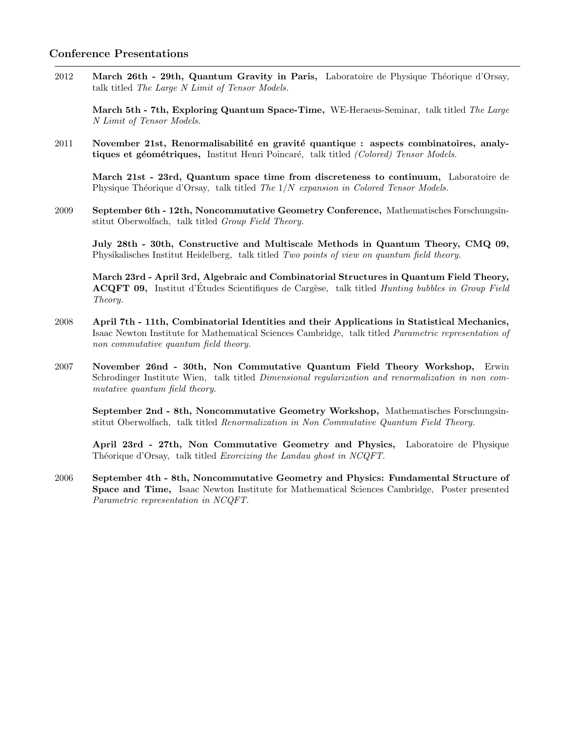## Conference Presentations

2012 **March 26th - 29th, Quantum Gravity in Paris,** Laboratoire de Physique Théorique d'Orsay, talk titled *The Large N Limit of Tensor Models.*

**March 5th - 7th, Exploring Quantum Space-Time,** WE-Heraeus-Seminar, talk titled *The Large N Limit of Tensor Models.*

2011 **November 21st, Renormalisabilité en gravité quantique : aspects combinatoires, analytiques et géométriques,** Institut Henri Poincaré, talk titled *(Colored) Tensor Models.*

**March 21st - 23rd, Quantum space time from discreteness to continuum,** Laboratoire de Physique Théorique d'Orsay, talk titled *The $1/N$ expansion in Colored Tensor Models.*

2009 **September 6th - 12th, Noncommutative Geometry Conference,** Mathematisches Forschungsinstitut Oberwolfach, talk titled *Group Field Theory.*

**July 28th - 30th, Constructive and Multiscale Methods in Quantum Theory, CMQ 09,** Physikalisches Institut Heidelberg, talk titled *Two points of view on quantum field theory.*

**March 23rd - April 3rd, Algebraic and Combinatorial Structures in Quantum Field Theory, ACQFT 09,** Institut d'Études Scientifiques de Cargèse, talk titled *Hunting bubbles in Group Field Theory.*

2008 **April 7th - 11th, Combinatorial Identities and their Applications in Statistical Mechanics,** Isaac Newton Institute for Mathematical Sciences Cambridge, talk titled *Parametric representation of non commutative quantum field theory.*

2007 **November 26nd - 30th, Non Commutative Quantum Field Theory Workshop,** Erwin Schrodinger Institute Wien, talk titled *Dimensional regularization and renormalization in non commutative quantum field theory.*

**September 2nd - 8th, Noncommutative Geometry Workshop,** Mathematisches Forschungsinstitut Oberwolfach, talk titled *Renormalization in Non Commutative Quantum Field Theory.*

**April 23rd - 27th, Non Commutative Geometry and Physics,** Laboratoire de Physique Théorique d'Orsay, talk titled *Exorcizing the Landau ghost in NCQFT.*

2006 **September 4th - 8th, Noncommutative Geometry and Physics: Fundamental Structure of Space and Time,** Isaac Newton Institute for Mathematical Sciences Cambridge, Poster presented *Parametric representation in NCQFT.*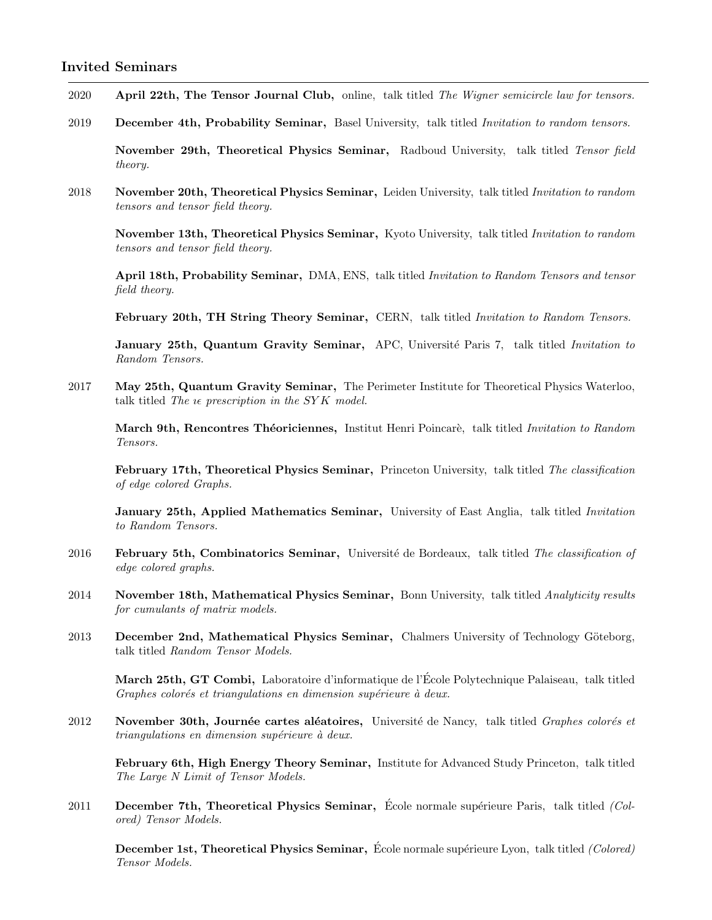## Invited Seminars

2020 **April 22th, The Tensor Journal Club,** online, talk titled *The Wigner semicircle law for tensors.*

2019 **December 4th, Probability Seminar,** Basel University, talk titled *Invitation to random tensors.*

**November 29th, Theoretical Physics Seminar,** Radboud University, talk titled *Tensor field theory.*

2018 **November 20th, Theoretical Physics Seminar,** Leiden University, talk titled *Invitation to random tensors and tensor field theory.*

**November 13th, Theoretical Physics Seminar,** Kyoto University, talk titled *Invitation to random tensors and tensor field theory.*

**April 18th, Probability Seminar,** DMA, ENS, talk titled *Invitation to Random Tensors and tensor field theory.*

**February 20th, TH String Theory Seminar,** CERN, talk titled *Invitation to Random Tensors.*

**January 25th, Quantum Gravity Seminar,** APC, Université Paris 7, talk titled *Invitation to Random Tensors.*

2017 **May 25th, Quantum Gravity Seminar,** The Perimeter Institute for Theoretical Physics Waterloo, talk titled *The $\imath\epsilon$ prescription in the $SYK$ model.*

**March 9th, Rencontres Théoriciennes,** Institut Henri Poincarè, talk titled *Invitation to Random Tensors.*

**February 17th, Theoretical Physics Seminar,** Princeton University, talk titled *The classification of edge colored Graphs.*

**January 25th, Applied Mathematics Seminar,** University of East Anglia, talk titled *Invitation to Random Tensors.*

2016 **February 5th, Combinatorics Seminar,** Université de Bordeaux, talk titled *The classification of edge colored graphs.*

2014 **November 18th, Mathematical Physics Seminar,** Bonn University, talk titled *Analyticity results for cumulants of matrix models.*

2013 **December 2nd, Mathematical Physics Seminar,** Chalmers University of Technology Göteborg, talk titled *Random Tensor Models.*

**March 25th, GT Combi,** Laboratoire d'informatique de l'École Polytechnique Palaiseau, talk titled *Graphes colorés et triangulations en dimension supérieure à deux.*

2012 **November 30th, Journée cartes aléatoires,** Université de Nancy, talk titled *Graphes colorés et triangulations en dimension supérieure à deux.*

**February 6th, High Energy Theory Seminar,** Institute for Advanced Study Princeton, talk titled *The Large N Limit of Tensor Models.*

2011 **December 7th, Theoretical Physics Seminar,** École normale supérieure Paris, talk titled *(Colored) Tensor Models.*

**December 1st, Theoretical Physics Seminar,** École normale supérieure Lyon, talk titled *(Colored) Tensor Models.*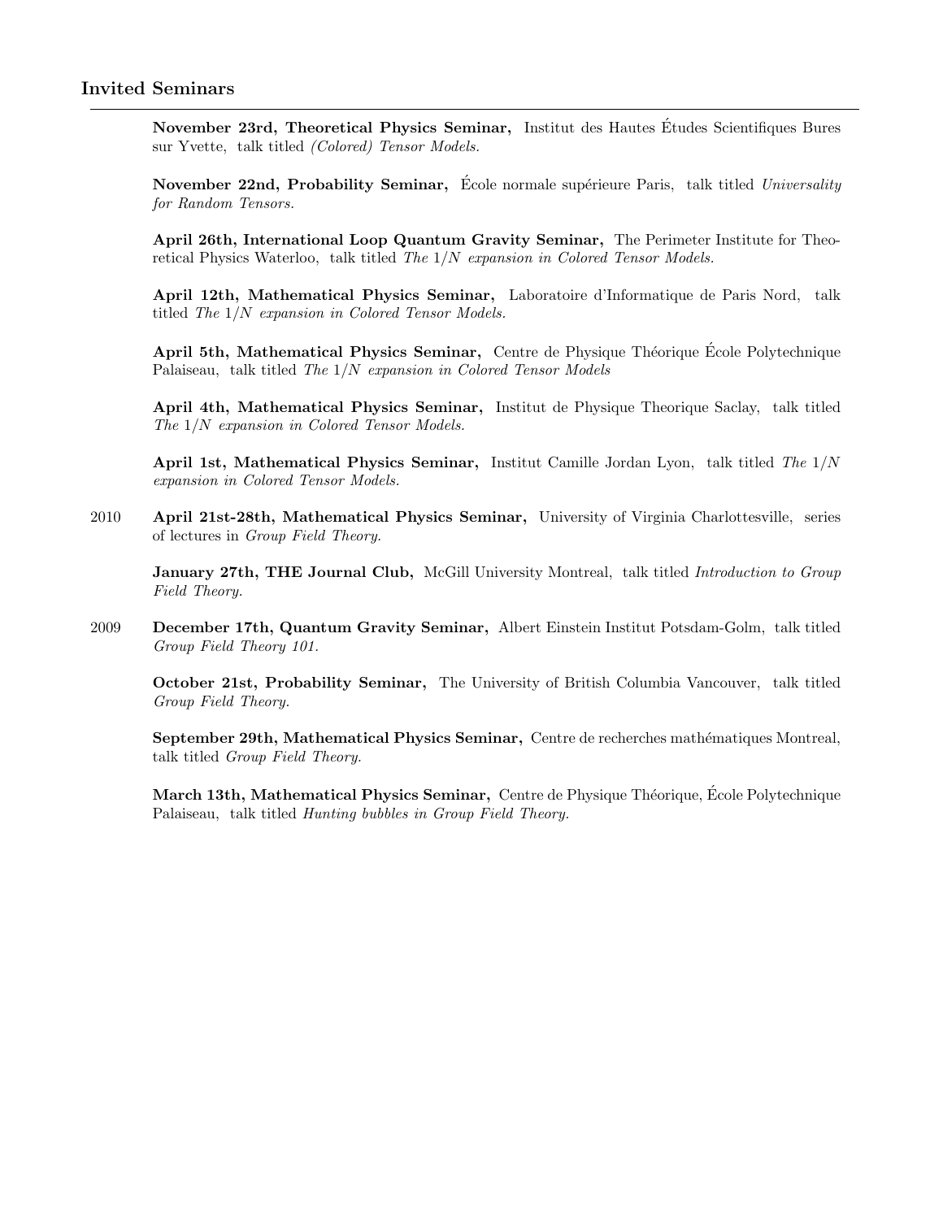## Invited Seminars

**November 23rd, Theoretical Physics Seminar,** Institut des Hautes Études Scientifiques Bures sur Yvette, talk titled *(Colored) Tensor Models.*

**November 22nd, Probability Seminar,** École normale supérieure Paris, talk titled *Universality for Random Tensors.*

**April 26th, International Loop Quantum Gravity Seminar,** The Perimeter Institute for Theoretical Physics Waterloo, talk titled *The $1/N$ expansion in Colored Tensor Models.*

**April 12th, Mathematical Physics Seminar,** Laboratoire d'Informatique de Paris Nord, talk titled *The $1/N$ expansion in Colored Tensor Models.*

**April 5th, Mathematical Physics Seminar,** Centre de Physique Théorique École Polytechnique Palaiseau, talk titled *The $1/N$ expansion in Colored Tensor Models*

**April 4th, Mathematical Physics Seminar,** Institut de Physique Theorique Saclay, talk titled *The $1/N$ expansion in Colored Tensor Models.*

**April 1st, Mathematical Physics Seminar,** Institut Camille Jordan Lyon, talk titled *The $1/N$ expansion in Colored Tensor Models.*

2010 **April 21st-28th, Mathematical Physics Seminar,** University of Virginia Charlottesville, series of lectures in *Group Field Theory.*

**January 27th, THE Journal Club,** McGill University Montreal, talk titled *Introduction to Group Field Theory.*

2009 **December 17th, Quantum Gravity Seminar,** Albert Einstein Institut Potsdam-Golm, talk titled *Group Field Theory 101.*

**October 21st, Probability Seminar,** The University of British Columbia Vancouver, talk titled *Group Field Theory.*

**September 29th, Mathematical Physics Seminar,** Centre de recherches mathématiques Montreal, talk titled *Group Field Theory.*

**March 13th, Mathematical Physics Seminar,** Centre de Physique Théorique, École Polytechnique Palaiseau, talk titled *Hunting bubbles in Group Field Theory.*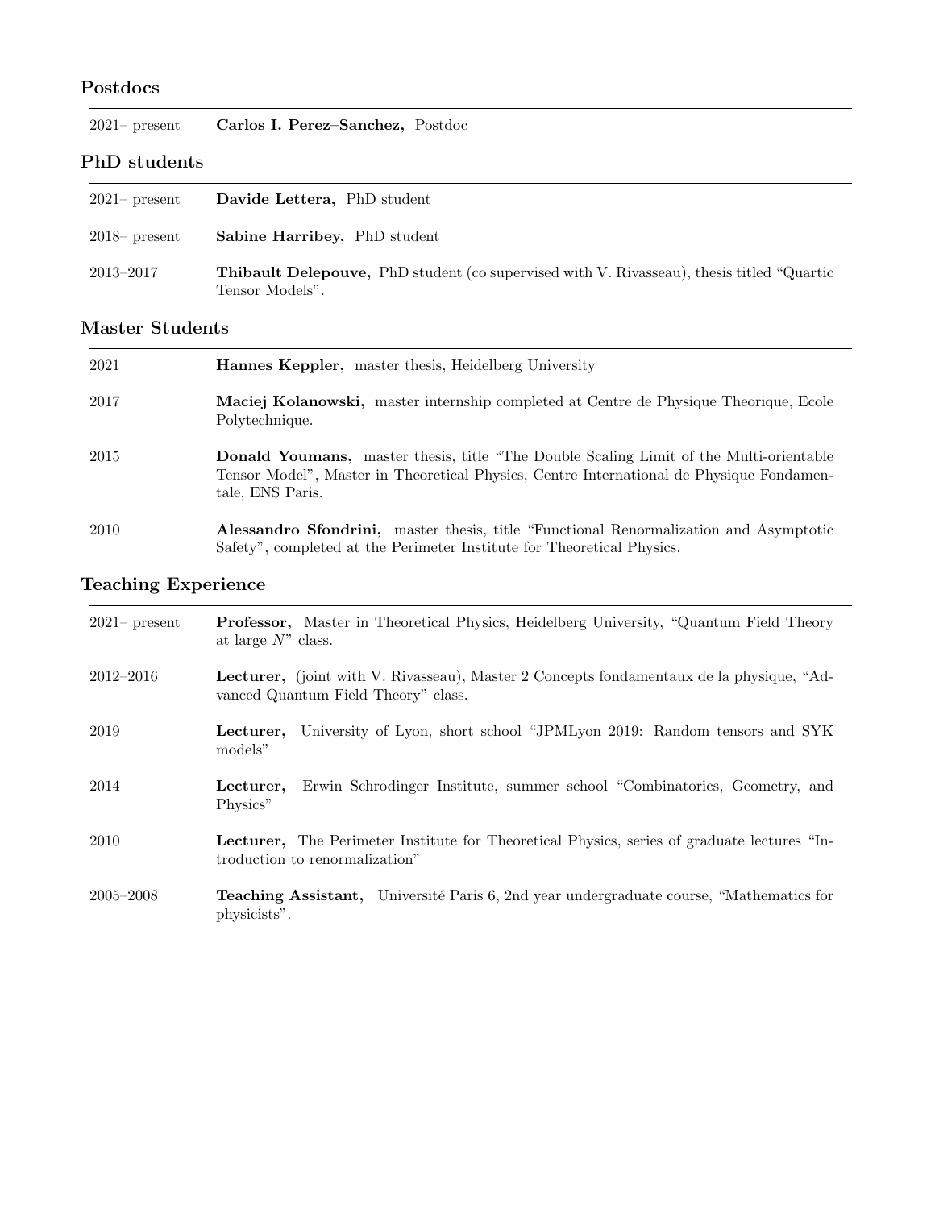## Postdocs

| | |
|---|---|
| 2021– present | **Carlos I. Perez–Sanchez,** Postdoc |

## PhD students

| | |
|---|---|
| 2021– present | **Davide Lettera,** PhD student |
| 2018– present | **Sabine Harribey,** PhD student |
| 2013–2017 | **Thibault Delepouve,** PhD student (co supervised with V. Rivasseau), thesis titled "Quartic Tensor Models". |

## Master Students

| | |
|---|---|
| 2021 | **Hannes Keppler,** master thesis, Heidelberg University |
| 2017 | **Maciej Kolanowski,** master internship completed at Centre de Physique Theorique, Ecole Polytechnique. |
| 2015 | **Donald Youmans,** master thesis, title "The Double Scaling Limit of the Multi-orientable Tensor Model", Master in Theoretical Physics, Centre International de Physique Fondamentale, ENS Paris. |
| 2010 | **Alessandro Sfondrini,** master thesis, title "Functional Renormalization and Asymptotic Safety", completed at the Perimeter Institute for Theoretical Physics. |

## Teaching Experience

| | |
|---|---|
| 2021– present | **Professor,** Master in Theoretical Physics, Heidelberg University, "Quantum Field Theory at large $N$" class. |
| 2012–2016 | **Lecturer,** (joint with V. Rivasseau), Master 2 Concepts fondamentaux de la physique, "Advanced Quantum Field Theory" class. |
| 2019 | **Lecturer,** University of Lyon, short school "JPMLyon 2019: Random tensors and SYK models" |
| 2014 | **Lecturer,** Erwin Schrodinger Institute, summer school "Combinatorics, Geometry, and Physics" |
| 2010 | **Lecturer,** The Perimeter Institute for Theoretical Physics, series of graduate lectures "Introduction to renormalization" |
| 2005–2008 | **Teaching Assistant,** Université Paris 6, 2nd year undergraduate course, "Mathematics for physicists". |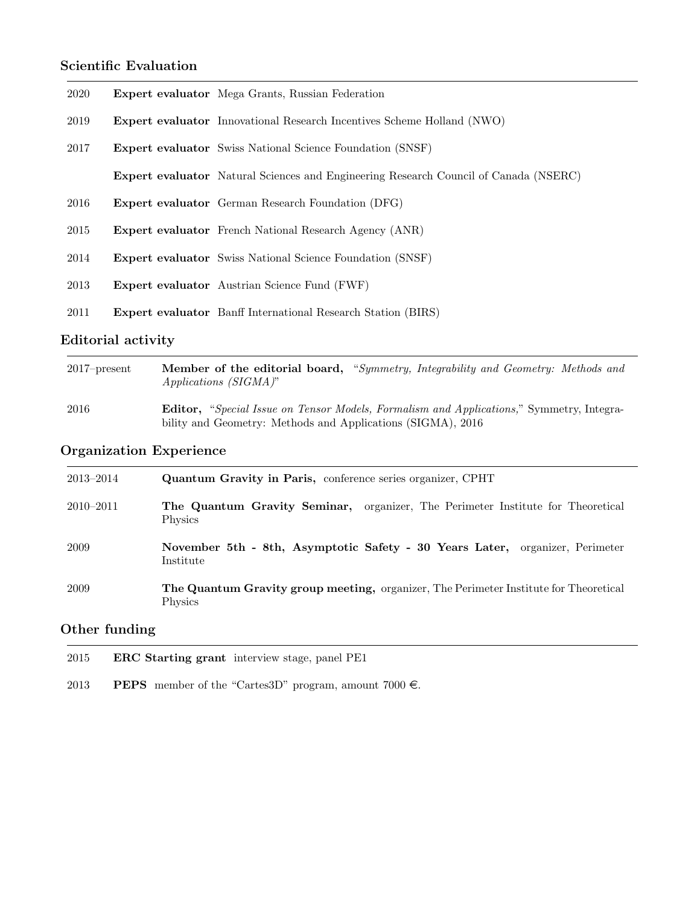## Scientific Evaluation

| | |
|---|---|
| 2020 | **Expert evaluator** Mega Grants, Russian Federation |
| 2019 | **Expert evaluator** Innovational Research Incentives Scheme Holland (NWO) |
| 2017 | **Expert evaluator** Swiss National Science Foundation (SNSF) |
| | **Expert evaluator** Natural Sciences and Engineering Research Council of Canada (NSERC) |
| 2016 | **Expert evaluator** German Research Foundation (DFG) |
| 2015 | **Expert evaluator** French National Research Agency (ANR) |
| 2014 | **Expert evaluator** Swiss National Science Foundation (SNSF) |
| 2013 | **Expert evaluator** Austrian Science Fund (FWF) |
| 2011 | **Expert evaluator** Banff International Research Station (BIRS) |

## Editorial activity

| | |
|---|---|
| 2017–present | **Member of the editorial board,** "*Symmetry, Integrability and Geometry: Methods and Applications (SIGMA)*" |
| 2016 | **Editor,** "*Special Issue on Tensor Models, Formalism and Applications,*" Symmetry, Integrability and Geometry: Methods and Applications (SIGMA), 2016 |

## Organization Experience

| | |
|---|---|
| 2013–2014 | **Quantum Gravity in Paris,** conference series organizer, CPHT |
| 2010–2011 | **The Quantum Gravity Seminar,** organizer, The Perimeter Institute for Theoretical Physics |
| 2009 | **November 5th - 8th, Asymptotic Safety - 30 Years Later,** organizer, Perimeter Institute |
| 2009 | **The Quantum Gravity group meeting,** organizer, The Perimeter Institute for Theoretical Physics |

## Other funding

| | |
|---|---|
| 2015 | **ERC Starting grant** interview stage, panel PE1 |
| 2013 | **PEPS** member of the "Cartes3D" program, amount 7000 €. |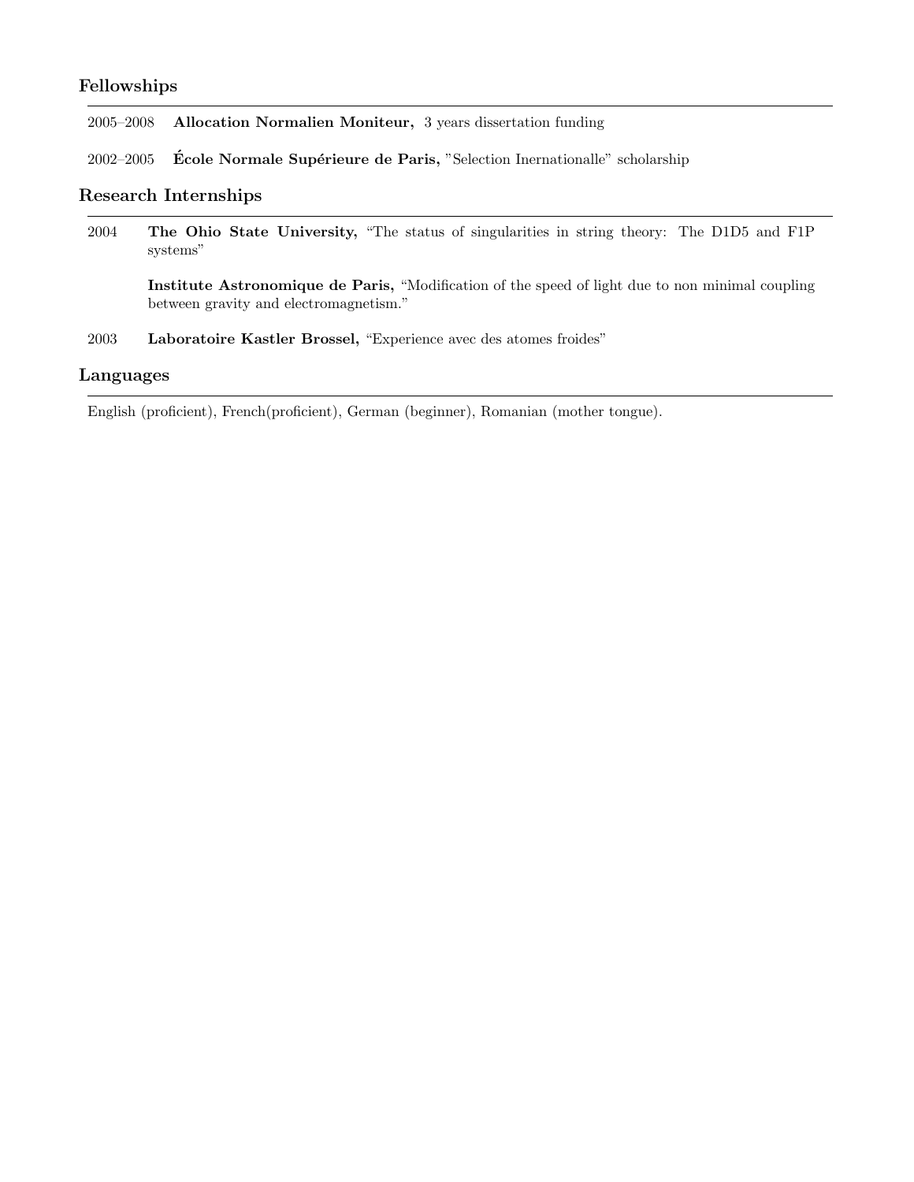## Fellowships

2005–2008 **Allocation Normalien Moniteur,** 3 years dissertation funding

2002–2005 **École Normale Supérieure de Paris,** "Selection Inernationalle" scholarship

## Research Internships

2004 **The Ohio State University,** "The status of singularities in string theory: The D1D5 and F1P systems"

**Institute Astronomique de Paris,** "Modification of the speed of light due to non minimal coupling between gravity and electromagnetism."

2003 **Laboratoire Kastler Brossel,** "Experience avec des atomes froides"

## Languages

English (proficient), French(proficient), German (beginner), Romanian (mother tongue).